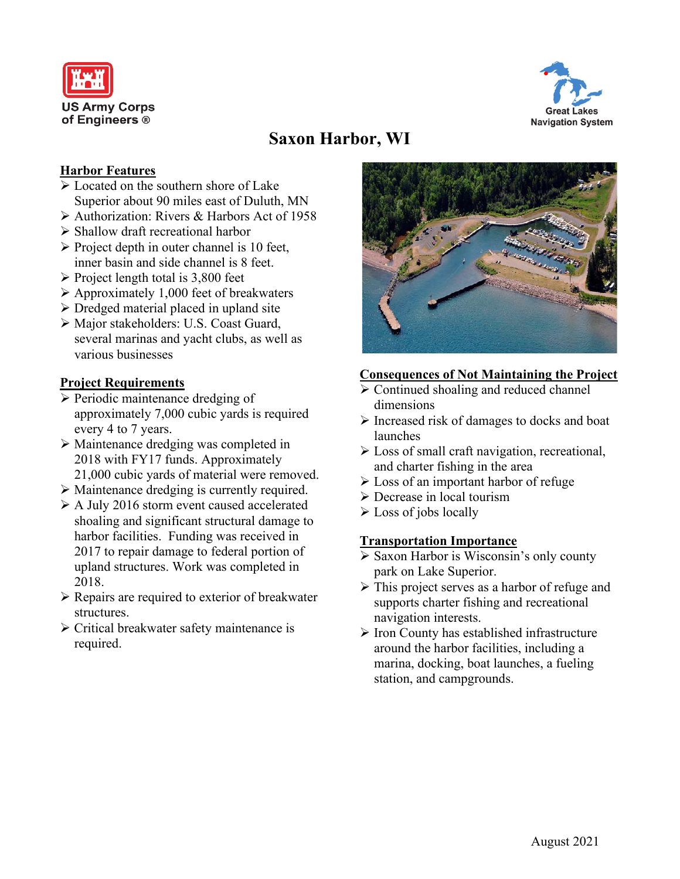US Army Corps of Engineers ®

Great Lakes Navigation System

# Saxon Harbor, WI

## Harbor Features

- Located on the southern shore of Lake Superior about 90 miles east of Duluth, MN
- Authorization: Rivers & Harbors Act of 1958
- Shallow draft recreational harbor
- Project depth in outer channel is 10 feet, inner basin and side channel is 8 feet.
- Project length total is 3,800 feet
- Approximately 1,000 feet of breakwaters
- Dredged material placed in upland site
- Major stakeholders: U.S. Coast Guard, several marinas and yacht clubs, as well as various businesses

## Project Requirements

- Periodic maintenance dredging of approximately 7,000 cubic yards is required every 4 to 7 years.
- Maintenance dredging was completed in 2018 with FY17 funds. Approximately 21,000 cubic yards of material were removed.
- Maintenance dredging is currently required.
- A July 2016 storm event caused accelerated shoaling and significant structural damage to harbor facilities. Funding was received in 2017 to repair damage to federal portion of upland structures. Work was completed in 2018.
- Repairs are required to exterior of breakwater structures.
- Critical breakwater safety maintenance is required.

## Consequences of Not Maintaining the Project

- Continued shoaling and reduced channel dimensions
- Increased risk of damages to docks and boat launches
- Loss of small craft navigation, recreational, and charter fishing in the area
- Loss of an important harbor of refuge
- Decrease in local tourism
- Loss of jobs locally

## Transportation Importance

- Saxon Harbor is Wisconsin's only county park on Lake Superior.
- This project serves as a harbor of refuge and supports charter fishing and recreational navigation interests.
- Iron County has established infrastructure around the harbor facilities, including a marina, docking, boat launches, a fueling station, and campgrounds.

August 2021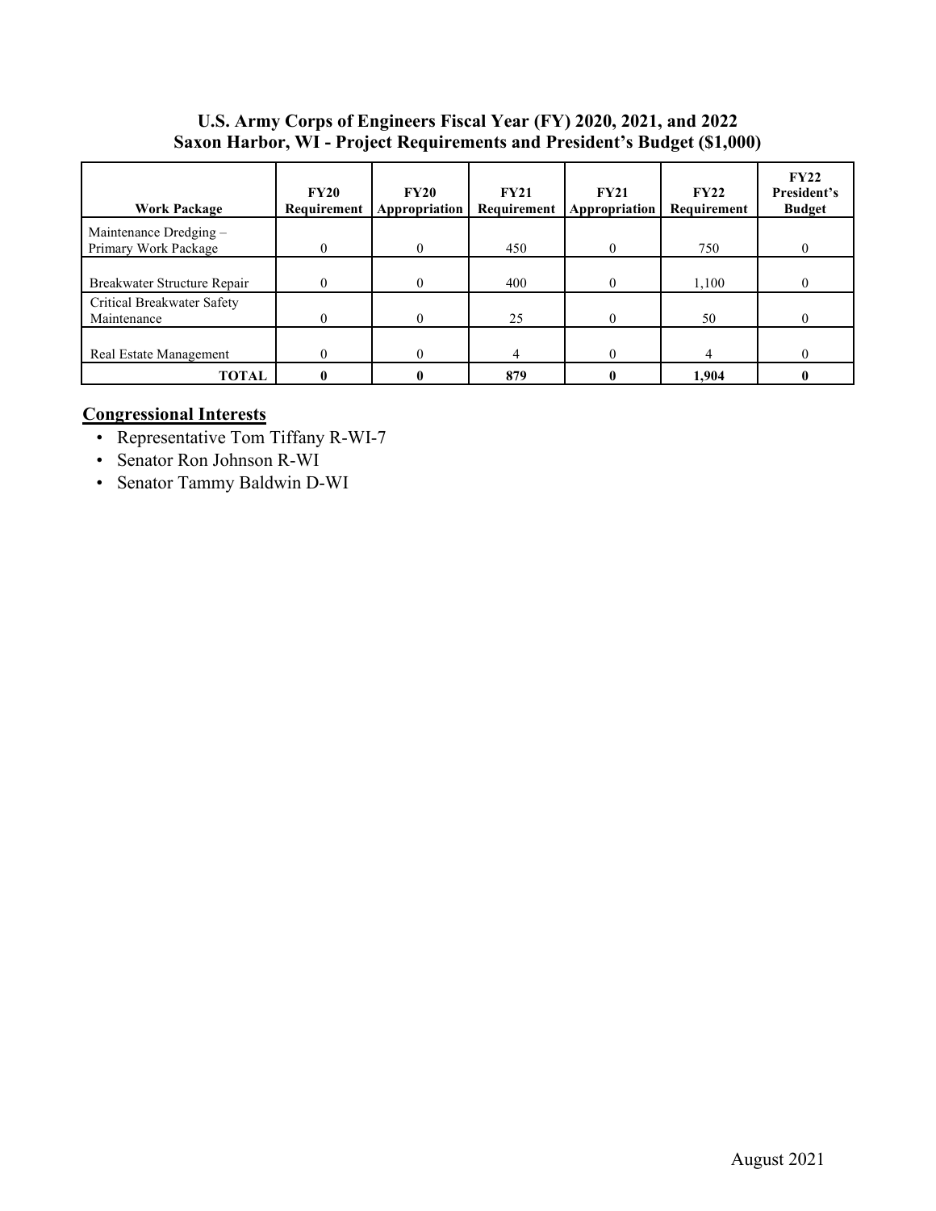**U.S. Army Corps of Engineers Fiscal Year (FY) 2020, 2021, and 2022**
**Saxon Harbor, WI - Project Requirements and President's Budget ($1,000)**

| Work Package | FY20 Requirement | FY20 Appropriation | FY21 Requirement | FY21 Appropriation | FY22 Requirement | FY22 President's Budget |
|---|---|---|---|---|---|---|
| Maintenance Dredging – Primary Work Package | 0 | 0 | 450 | 0 | 750 | 0 |
| Breakwater Structure Repair | 0 | 0 | 400 | 0 | 1,100 | 0 |
| Critical Breakwater Safety Maintenance | 0 | 0 | 25 | 0 | 50 | 0 |
| Real Estate Management | 0 | 0 | 4 | 0 | 4 | 0 |
| **TOTAL** | **0** | **0** | **879** | **0** | **1,904** | **0** |

## Congressional Interests

- Representative Tom Tiffany R-WI-7
- Senator Ron Johnson R-WI
- Senator Tammy Baldwin D-WI

August 2021